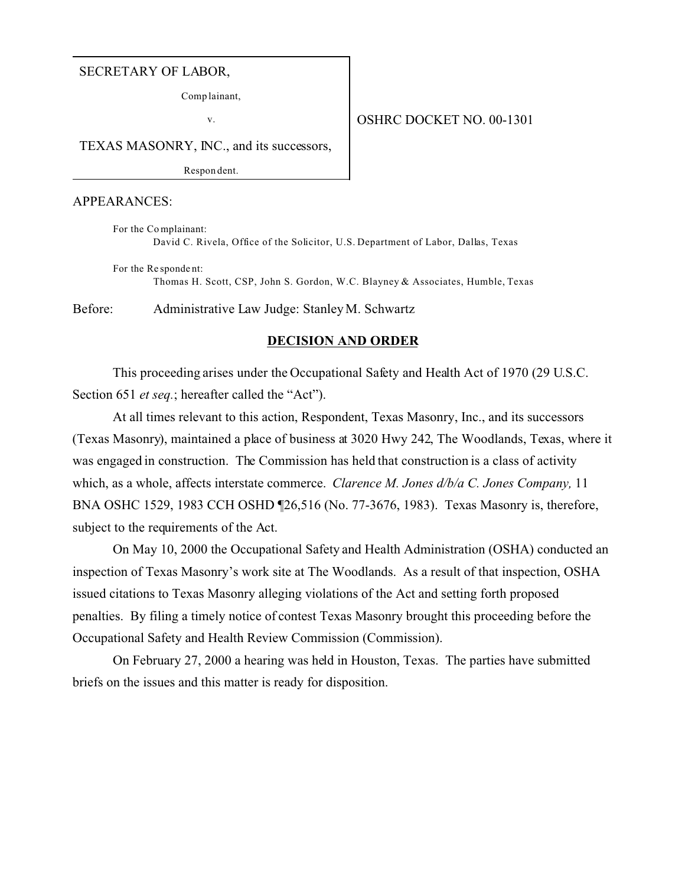SECRETARY OF LABOR,

Complainant,

v.

TEXAS MASONRY, INC., and its successors,

Respondent.

OSHRC DOCKET NO. 00-1301

APPEARANCES:

For the Complainant:
David C. Rivela, Office of the Solicitor, U.S. Department of Labor, Dallas, Texas

For the Respondent:
Thomas H. Scott, CSP, John S. Gordon, W.C. Blayney & Associates, Humble, Texas

Before: Administrative Law Judge: Stanley M. Schwartz

## DECISION AND ORDER

This proceeding arises under the Occupational Safety and Health Act of 1970 (29 U.S.C. Section 651 *et seq.*; hereafter called the "Act").

At all times relevant to this action, Respondent, Texas Masonry, Inc., and its successors (Texas Masonry), maintained a place of business at 3020 Hwy 242, The Woodlands, Texas, where it was engaged in construction. The Commission has held that construction is a class of activity which, as a whole, affects interstate commerce. *Clarence M. Jones d/b/a C. Jones Company,* 11 BNA OSHC 1529, 1983 CCH OSHD ¶26,516 (No. 77-3676, 1983). Texas Masonry is, therefore, subject to the requirements of the Act.

On May 10, 2000 the Occupational Safety and Health Administration (OSHA) conducted an inspection of Texas Masonry's work site at The Woodlands. As a result of that inspection, OSHA issued citations to Texas Masonry alleging violations of the Act and setting forth proposed penalties. By filing a timely notice of contest Texas Masonry brought this proceeding before the Occupational Safety and Health Review Commission (Commission).

On February 27, 2000 a hearing was held in Houston, Texas. The parties have submitted briefs on the issues and this matter is ready for disposition.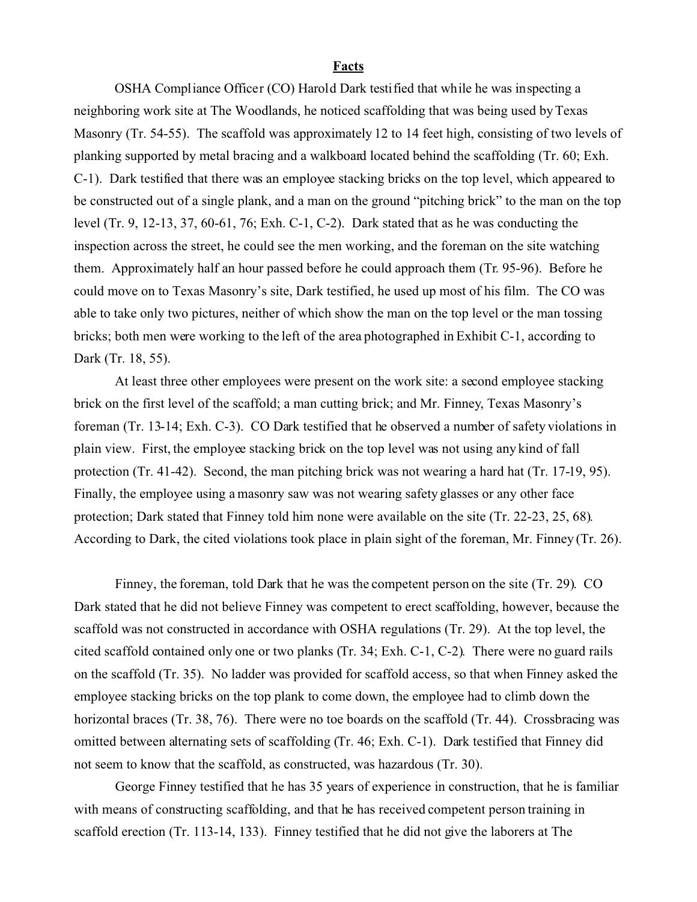## Facts

OSHA Compliance Officer (CO) Harold Dark testified that while he was inspecting a neighboring work site at The Woodlands, he noticed scaffolding that was being used by Texas Masonry (Tr. 54-55). The scaffold was approximately 12 to 14 feet high, consisting of two levels of planking supported by metal bracing and a walkboard located behind the scaffolding (Tr. 60; Exh. C-1). Dark testified that there was an employee stacking bricks on the top level, which appeared to be constructed out of a single plank, and a man on the ground "pitching brick" to the man on the top level (Tr. 9, 12-13, 37, 60-61, 76; Exh. C-1, C-2). Dark stated that as he was conducting the inspection across the street, he could see the men working, and the foreman on the site watching them. Approximately half an hour passed before he could approach them (Tr. 95-96). Before he could move on to Texas Masonry's site, Dark testified, he used up most of his film. The CO was able to take only two pictures, neither of which show the man on the top level or the man tossing bricks; both men were working to the left of the area photographed in Exhibit C-1, according to Dark (Tr. 18, 55).

At least three other employees were present on the work site: a second employee stacking brick on the first level of the scaffold; a man cutting brick; and Mr. Finney, Texas Masonry's foreman (Tr. 13-14; Exh. C-3). CO Dark testified that he observed a number of safety violations in plain view. First, the employee stacking brick on the top level was not using any kind of fall protection (Tr. 41-42). Second, the man pitching brick was not wearing a hard hat (Tr. 17-19, 95). Finally, the employee using a masonry saw was not wearing safety glasses or any other face protection; Dark stated that Finney told him none were available on the site (Tr. 22-23, 25, 68). According to Dark, the cited violations took place in plain sight of the foreman, Mr. Finney (Tr. 26).

Finney, the foreman, told Dark that he was the competent person on the site (Tr. 29). CO Dark stated that he did not believe Finney was competent to erect scaffolding, however, because the scaffold was not constructed in accordance with OSHA regulations (Tr. 29). At the top level, the cited scaffold contained only one or two planks (Tr. 34; Exh. C-1, C-2). There were no guard rails on the scaffold (Tr. 35). No ladder was provided for scaffold access, so that when Finney asked the employee stacking bricks on the top plank to come down, the employee had to climb down the horizontal braces (Tr. 38, 76). There were no toe boards on the scaffold (Tr. 44). Crossbracing was omitted between alternating sets of scaffolding (Tr. 46; Exh. C-1). Dark testified that Finney did not seem to know that the scaffold, as constructed, was hazardous (Tr. 30).

George Finney testified that he has 35 years of experience in construction, that he is familiar with means of constructing scaffolding, and that he has received competent person training in scaffold erection (Tr. 113-14, 133). Finney testified that he did not give the laborers at The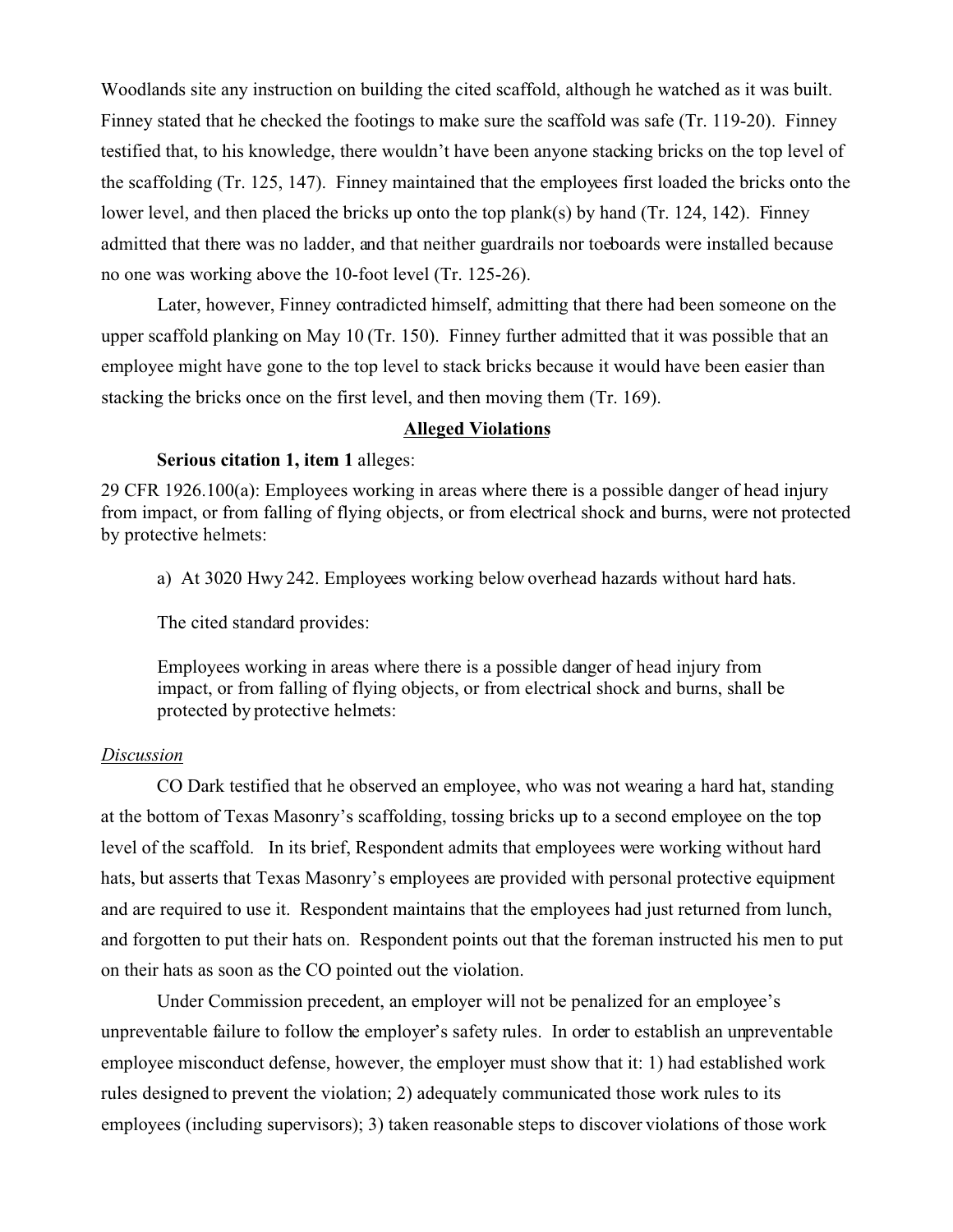Woodlands site any instruction on building the cited scaffold, although he watched as it was built. Finney stated that he checked the footings to make sure the scaffold was safe (Tr. 119-20). Finney testified that, to his knowledge, there wouldn't have been anyone stacking bricks on the top level of the scaffolding (Tr. 125, 147). Finney maintained that the employees first loaded the bricks onto the lower level, and then placed the bricks up onto the top plank(s) by hand (Tr. 124, 142). Finney admitted that there was no ladder, and that neither guardrails nor toeboards were installed because no one was working above the 10-foot level (Tr. 125-26).

Later, however, Finney contradicted himself, admitting that there had been someone on the upper scaffold planking on May 10 (Tr. 150). Finney further admitted that it was possible that an employee might have gone to the top level to stack bricks because it would have been easier than stacking the bricks once on the first level, and then moving them (Tr. 169).

## Alleged Violations

**Serious citation 1, item 1** alleges:

29 CFR 1926.100(a): Employees working in areas where there is a possible danger of head injury from impact, or from falling of flying objects, or from electrical shock and burns, were not protected by protective helmets:

> a) At 3020 Hwy 242. Employees working below overhead hazards without hard hats.

The cited standard provides:

> Employees working in areas where there is a possible danger of head injury from impact, or from falling of flying objects, or from electrical shock and burns, shall be protected by protective helmets:

*Discussion*

CO Dark testified that he observed an employee, who was not wearing a hard hat, standing at the bottom of Texas Masonry's scaffolding, tossing bricks up to a second employee on the top level of the scaffold. In its brief, Respondent admits that employees were working without hard hats, but asserts that Texas Masonry's employees are provided with personal protective equipment and are required to use it. Respondent maintains that the employees had just returned from lunch, and forgotten to put their hats on. Respondent points out that the foreman instructed his men to put on their hats as soon as the CO pointed out the violation.

Under Commission precedent, an employer will not be penalized for an employee's unpreventable failure to follow the employer's safety rules. In order to establish an unpreventable employee misconduct defense, however, the employer must show that it: 1) had established work rules designed to prevent the violation; 2) adequately communicated those work rules to its employees (including supervisors); 3) taken reasonable steps to discover violations of those work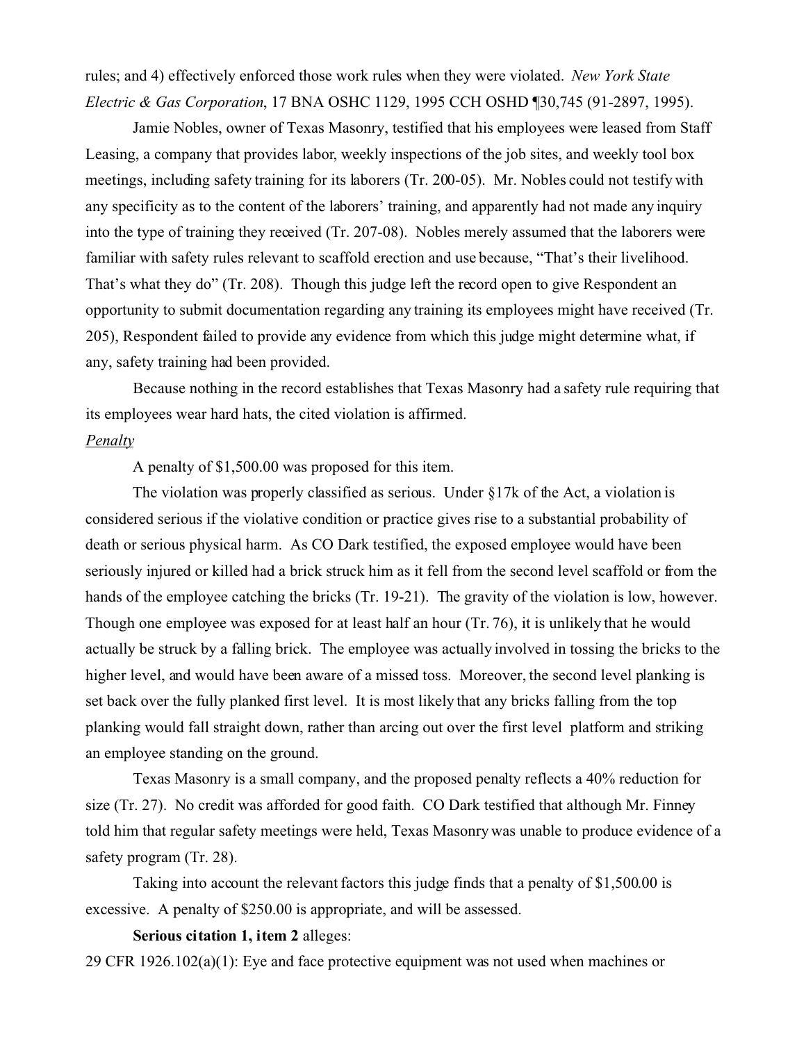rules; and 4) effectively enforced those work rules when they were violated. *New York State Electric & Gas Corporation*, 17 BNA OSHC 1129, 1995 CCH OSHD ¶30,745 (91-2897, 1995).

Jamie Nobles, owner of Texas Masonry, testified that his employees were leased from Staff Leasing, a company that provides labor, weekly inspections of the job sites, and weekly tool box meetings, including safety training for its laborers (Tr. 200-05). Mr. Nobles could not testify with any specificity as to the content of the laborers' training, and apparently had not made any inquiry into the type of training they received (Tr. 207-08). Nobles merely assumed that the laborers were familiar with safety rules relevant to scaffold erection and use because, "That's their livelihood. That's what they do" (Tr. 208). Though this judge left the record open to give Respondent an opportunity to submit documentation regarding any training its employees might have received (Tr. 205), Respondent failed to provide any evidence from which this judge might determine what, if any, safety training had been provided.

Because nothing in the record establishes that Texas Masonry had a safety rule requiring that its employees wear hard hats, the cited violation is affirmed.

*Penalty*

A penalty of $1,500.00 was proposed for this item.

The violation was properly classified as serious. Under §17k of the Act, a violation is considered serious if the violative condition or practice gives rise to a substantial probability of death or serious physical harm. As CO Dark testified, the exposed employee would have been seriously injured or killed had a brick struck him as it fell from the second level scaffold or from the hands of the employee catching the bricks (Tr. 19-21). The gravity of the violation is low, however. Though one employee was exposed for at least half an hour (Tr. 76), it is unlikely that he would actually be struck by a falling brick. The employee was actually involved in tossing the bricks to the higher level, and would have been aware of a missed toss. Moreover, the second level planking is set back over the fully planked first level. It is most likely that any bricks falling from the top planking would fall straight down, rather than arcing out over the first level platform and striking an employee standing on the ground.

Texas Masonry is a small company, and the proposed penalty reflects a 40% reduction for size (Tr. 27). No credit was afforded for good faith. CO Dark testified that although Mr. Finney told him that regular safety meetings were held, Texas Masonry was unable to produce evidence of a safety program (Tr. 28).

Taking into account the relevant factors this judge finds that a penalty of $1,500.00 is excessive. A penalty of $250.00 is appropriate, and will be assessed.

**Serious citation 1, item 2** alleges:

29 CFR 1926.102(a)(1): Eye and face protective equipment was not used when machines or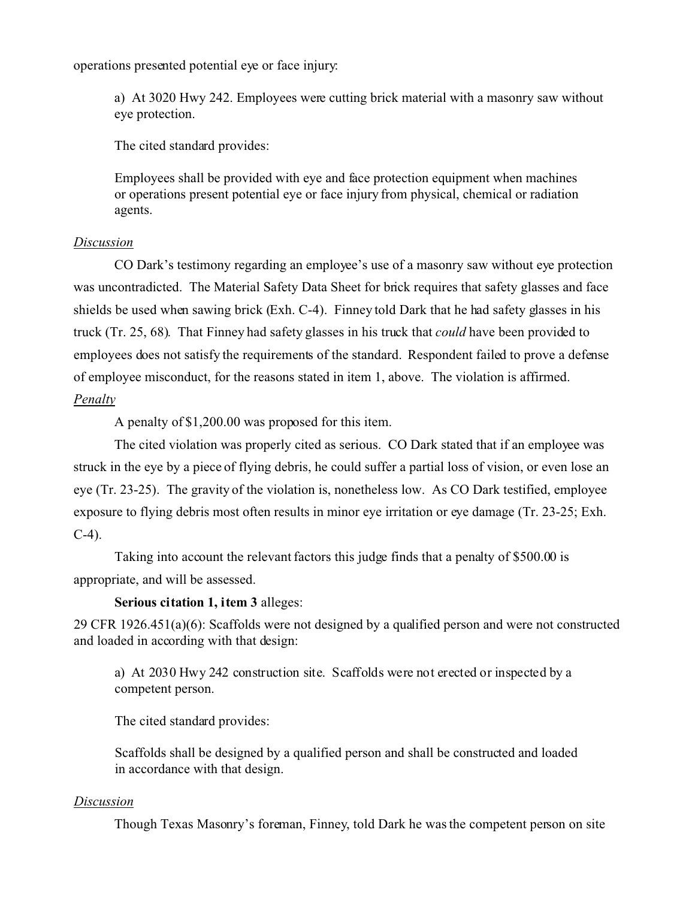operations presented potential eye or face injury:

> a) At 3020 Hwy 242. Employees were cutting brick material with a masonry saw without eye protection.
>
> The cited standard provides:
>
> Employees shall be provided with eye and face protection equipment when machines or operations present potential eye or face injury from physical, chemical or radiation agents.

*Discussion*

CO Dark's testimony regarding an employee's use of a masonry saw without eye protection was uncontradicted. The Material Safety Data Sheet for brick requires that safety glasses and face shields be used when sawing brick (Exh. C-4). Finney told Dark that he had safety glasses in his truck (Tr. 25, 68). That Finney had safety glasses in his truck that *could* have been provided to employees does not satisfy the requirements of the standard. Respondent failed to prove a defense of employee misconduct, for the reasons stated in item 1, above. The violation is affirmed.

*Penalty*

A penalty of $1,200.00 was proposed for this item.

The cited violation was properly cited as serious. CO Dark stated that if an employee was struck in the eye by a piece of flying debris, he could suffer a partial loss of vision, or even lose an eye (Tr. 23-25). The gravity of the violation is, nonetheless low. As CO Dark testified, employee exposure to flying debris most often results in minor eye irritation or eye damage (Tr. 23-25; Exh. C-4).

Taking into account the relevant factors this judge finds that a penalty of $500.00 is appropriate, and will be assessed.

**Serious citation 1, item 3** alleges:

29 CFR 1926.451(a)(6): Scaffolds were not designed by a qualified person and were not constructed and loaded in according with that design:

> a) At 2030 Hwy 242 construction site. Scaffolds were not erected or inspected by a competent person.
>
> The cited standard provides:
>
> Scaffolds shall be designed by a qualified person and shall be constructed and loaded in accordance with that design.

*Discussion*

Though Texas Masonry's foreman, Finney, told Dark he was the competent person on site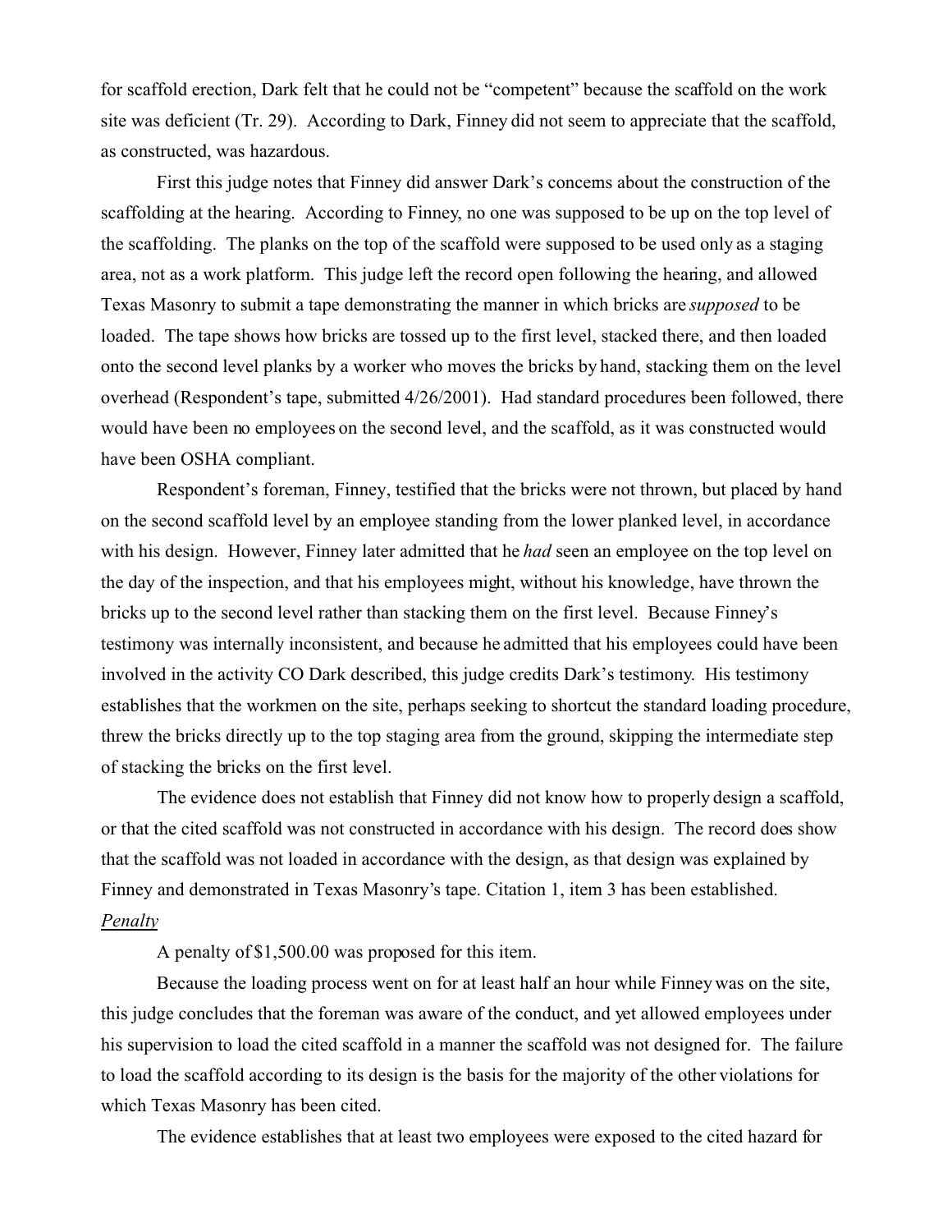for scaffold erection, Dark felt that he could not be "competent" because the scaffold on the work site was deficient (Tr. 29). According to Dark, Finney did not seem to appreciate that the scaffold, as constructed, was hazardous.

First this judge notes that Finney did answer Dark's concerns about the construction of the scaffolding at the hearing. According to Finney, no one was supposed to be up on the top level of the scaffolding. The planks on the top of the scaffold were supposed to be used only as a staging area, not as a work platform. This judge left the record open following the hearing, and allowed Texas Masonry to submit a tape demonstrating the manner in which bricks are *supposed* to be loaded. The tape shows how bricks are tossed up to the first level, stacked there, and then loaded onto the second level planks by a worker who moves the bricks by hand, stacking them on the level overhead (Respondent's tape, submitted 4/26/2001). Had standard procedures been followed, there would have been no employees on the second level, and the scaffold, as it was constructed would have been OSHA compliant.

Respondent's foreman, Finney, testified that the bricks were not thrown, but placed by hand on the second scaffold level by an employee standing from the lower planked level, in accordance with his design. However, Finney later admitted that he *had* seen an employee on the top level on the day of the inspection, and that his employees might, without his knowledge, have thrown the bricks up to the second level rather than stacking them on the first level. Because Finney's testimony was internally inconsistent, and because he admitted that his employees could have been involved in the activity CO Dark described, this judge credits Dark's testimony. His testimony establishes that the workmen on the site, perhaps seeking to shortcut the standard loading procedure, threw the bricks directly up to the top staging area from the ground, skipping the intermediate step of stacking the bricks on the first level.

The evidence does not establish that Finney did not know how to properly design a scaffold, or that the cited scaffold was not constructed in accordance with his design. The record does show that the scaffold was not loaded in accordance with the design, as that design was explained by Finney and demonstrated in Texas Masonry's tape. Citation 1, item 3 has been established.

*Penalty*

A penalty of $1,500.00 was proposed for this item.

Because the loading process went on for at least half an hour while Finney was on the site, this judge concludes that the foreman was aware of the conduct, and yet allowed employees under his supervision to load the cited scaffold in a manner the scaffold was not designed for. The failure to load the scaffold according to its design is the basis for the majority of the other violations for which Texas Masonry has been cited.

The evidence establishes that at least two employees were exposed to the cited hazard for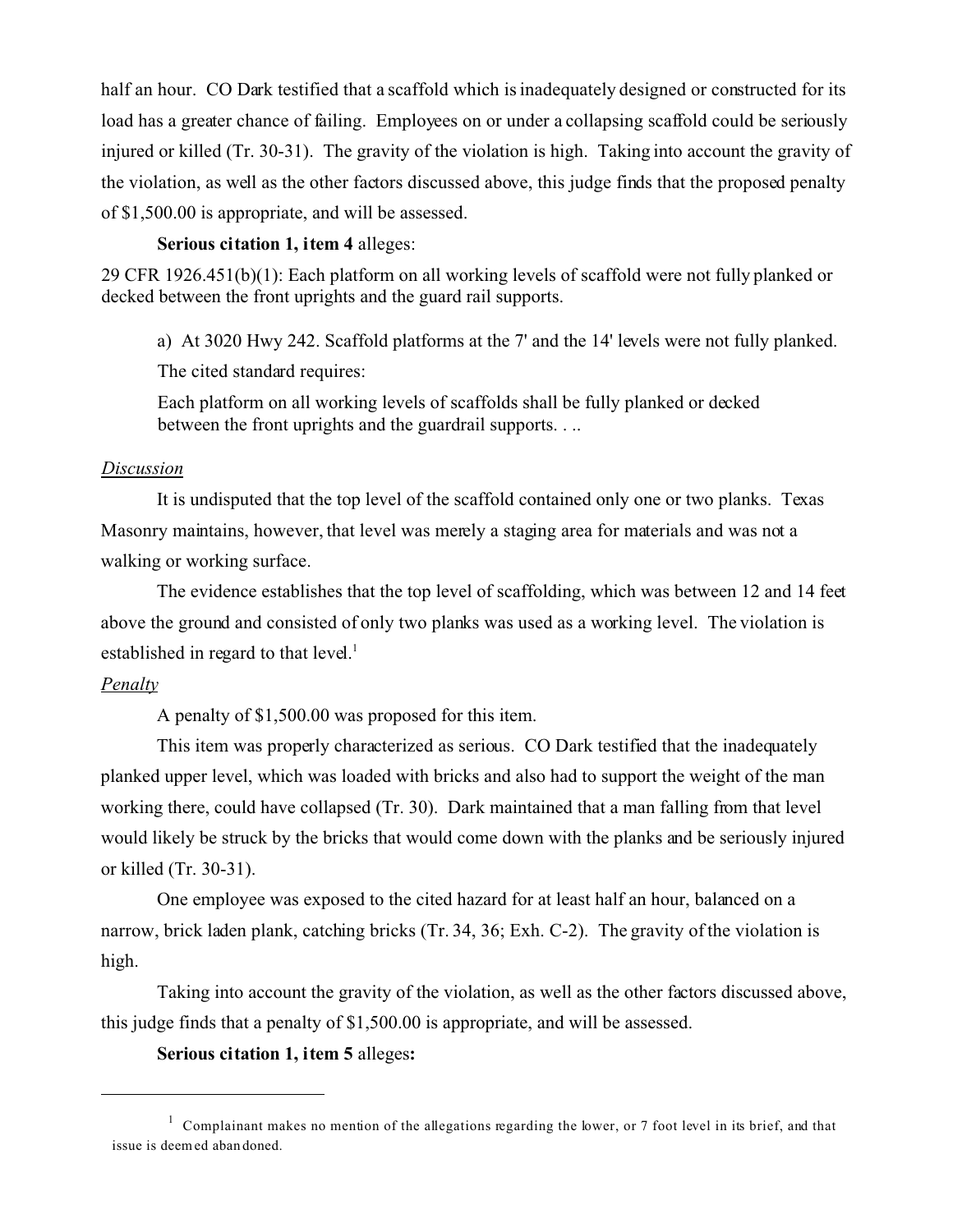half an hour. CO Dark testified that a scaffold which is inadequately designed or constructed for its load has a greater chance of failing. Employees on or under a collapsing scaffold could be seriously injured or killed (Tr. 30-31). The gravity of the violation is high. Taking into account the gravity of the violation, as well as the other factors discussed above, this judge finds that the proposed penalty of $1,500.00 is appropriate, and will be assessed.

**Serious citation 1, item 4** alleges:

29 CFR 1926.451(b)(1): Each platform on all working levels of scaffold were not fully planked or decked between the front uprights and the guard rail supports.

> a) At 3020 Hwy 242. Scaffold platforms at the 7' and the 14' levels were not fully planked.
>
> The cited standard requires:
>
> Each platform on all working levels of scaffolds shall be fully planked or decked between the front uprights and the guardrail supports. . ..

*Discussion*

It is undisputed that the top level of the scaffold contained only one or two planks. Texas Masonry maintains, however, that level was merely a staging area for materials and was not a walking or working surface.

The evidence establishes that the top level of scaffolding, which was between 12 and 14 feet above the ground and consisted of only two planks was used as a working level. The violation is established in regard to that level.[1]

*Penalty*

A penalty of $1,500.00 was proposed for this item.

This item was properly characterized as serious. CO Dark testified that the inadequately planked upper level, which was loaded with bricks and also had to support the weight of the man working there, could have collapsed (Tr. 30). Dark maintained that a man falling from that level would likely be struck by the bricks that would come down with the planks and be seriously injured or killed (Tr. 30-31).

One employee was exposed to the cited hazard for at least half an hour, balanced on a narrow, brick laden plank, catching bricks (Tr. 34, 36; Exh. C-2). The gravity of the violation is high.

Taking into account the gravity of the violation, as well as the other factors discussed above, this judge finds that a penalty of $1,500.00 is appropriate, and will be assessed.

**Serious citation 1, item 5 alleges:**

---

[1] Complainant makes no mention of the allegations regarding the lower, or 7 foot level in its brief, and that issue is deemed abandoned.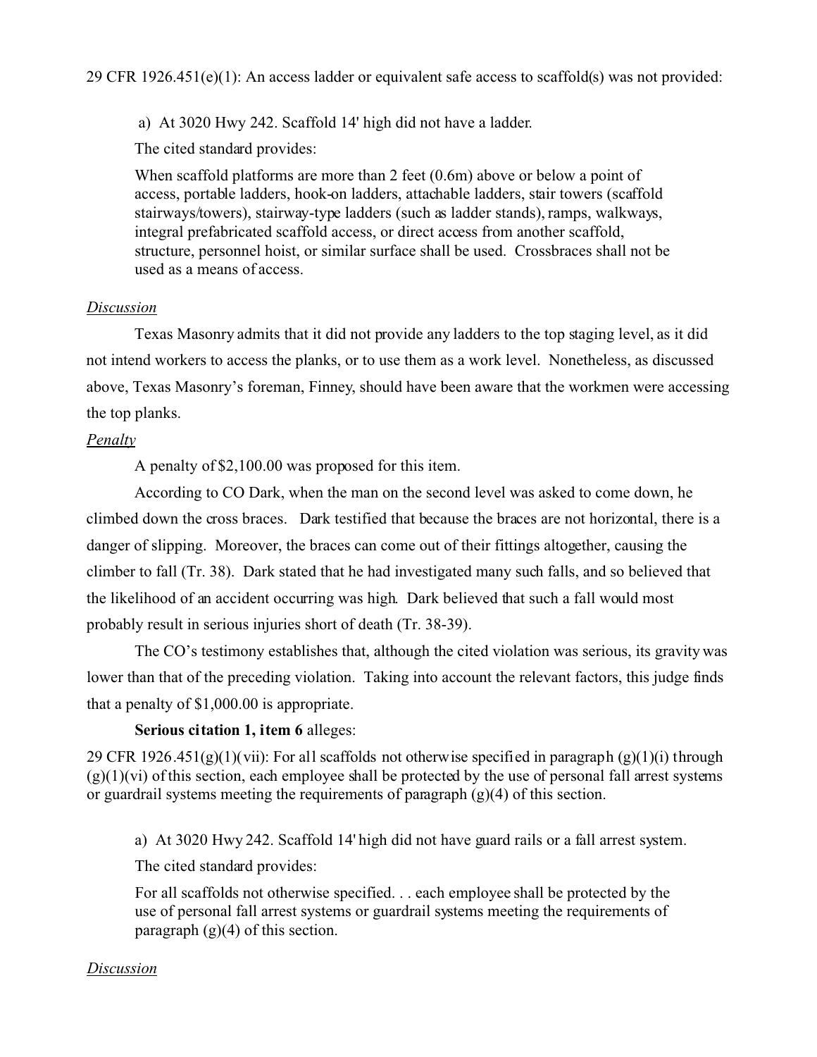29 CFR 1926.451(e)(1): An access ladder or equivalent safe access to scaffold(s) was not provided:

a) At 3020 Hwy 242. Scaffold 14' high did not have a ladder.

The cited standard provides:

When scaffold platforms are more than 2 feet (0.6m) above or below a point of access, portable ladders, hook-on ladders, attachable ladders, stair towers (scaffold stairways/towers), stairway-type ladders (such as ladder stands), ramps, walkways, integral prefabricated scaffold access, or direct access from another scaffold, structure, personnel hoist, or similar surface shall be used. Crossbraces shall not be used as a means of access.

*Discussion*

Texas Masonry admits that it did not provide any ladders to the top staging level, as it did not intend workers to access the planks, or to use them as a work level. Nonetheless, as discussed above, Texas Masonry's foreman, Finney, should have been aware that the workmen were accessing the top planks.

*Penalty*

A penalty of $2,100.00 was proposed for this item.

According to CO Dark, when the man on the second level was asked to come down, he climbed down the cross braces. Dark testified that because the braces are not horizontal, there is a danger of slipping. Moreover, the braces can come out of their fittings altogether, causing the climber to fall (Tr. 38). Dark stated that he had investigated many such falls, and so believed that the likelihood of an accident occurring was high. Dark believed that such a fall would most probably result in serious injuries short of death (Tr. 38-39).

The CO's testimony establishes that, although the cited violation was serious, its gravity was lower than that of the preceding violation. Taking into account the relevant factors, this judge finds that a penalty of $1,000.00 is appropriate.

**Serious citation 1, item 6** alleges:

29 CFR 1926.451(g)(1)(vii): For all scaffolds not otherwise specified in paragraph (g)(1)(i) through (g)(1)(vi) of this section, each employee shall be protected by the use of personal fall arrest systems or guardrail systems meeting the requirements of paragraph (g)(4) of this section.

a) At 3020 Hwy 242. Scaffold 14' high did not have guard rails or a fall arrest system.

The cited standard provides:

For all scaffolds not otherwise specified. . . each employee shall be protected by the use of personal fall arrest systems or guardrail systems meeting the requirements of paragraph (g)(4) of this section.

*Discussion*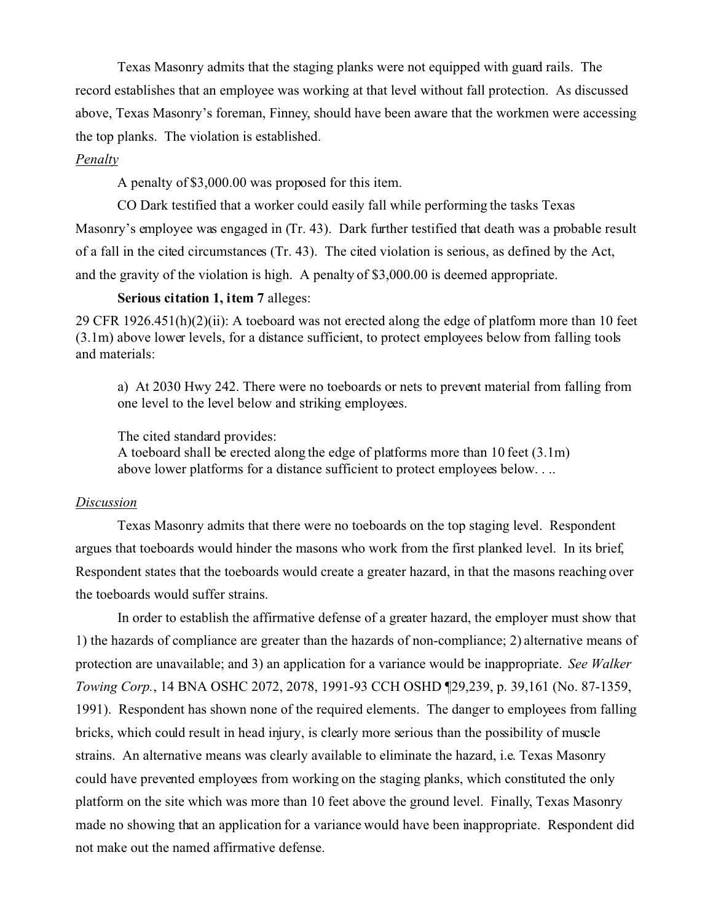Texas Masonry admits that the staging planks were not equipped with guard rails. The record establishes that an employee was working at that level without fall protection. As discussed above, Texas Masonry's foreman, Finney, should have been aware that the workmen were accessing the top planks. The violation is established.

*Penalty*

A penalty of $3,000.00 was proposed for this item.

CO Dark testified that a worker could easily fall while performing the tasks Texas Masonry's employee was engaged in (Tr. 43). Dark further testified that death was a probable result of a fall in the cited circumstances (Tr. 43). The cited violation is serious, as defined by the Act, and the gravity of the violation is high. A penalty of $3,000.00 is deemed appropriate.

**Serious citation 1, item 7** alleges:

29 CFR 1926.451(h)(2)(ii): A toeboard was not erected along the edge of platform more than 10 feet (3.1m) above lower levels, for a distance sufficient, to protect employees below from falling tools and materials:

> a) At 2030 Hwy 242. There were no toeboards or nets to prevent material from falling from one level to the level below and striking employees.
>
> The cited standard provides:
> A toeboard shall be erected along the edge of platforms more than 10 feet (3.1m) above lower platforms for a distance sufficient to protect employees below. . ..

*Discussion*

Texas Masonry admits that there were no toeboards on the top staging level. Respondent argues that toeboards would hinder the masons who work from the first planked level. In its brief, Respondent states that the toeboards would create a greater hazard, in that the masons reaching over the toeboards would suffer strains.

In order to establish the affirmative defense of a greater hazard, the employer must show that 1) the hazards of compliance are greater than the hazards of non-compliance; 2) alternative means of protection are unavailable; and 3) an application for a variance would be inappropriate. *See Walker Towing Corp.*, 14 BNA OSHC 2072, 2078, 1991-93 CCH OSHD ¶29,239, p. 39,161 (No. 87-1359, 1991). Respondent has shown none of the required elements. The danger to employees from falling bricks, which could result in head injury, is clearly more serious than the possibility of muscle strains. An alternative means was clearly available to eliminate the hazard, i.e. Texas Masonry could have prevented employees from working on the staging planks, which constituted the only platform on the site which was more than 10 feet above the ground level. Finally, Texas Masonry made no showing that an application for a variance would have been inappropriate. Respondent did not make out the named affirmative defense.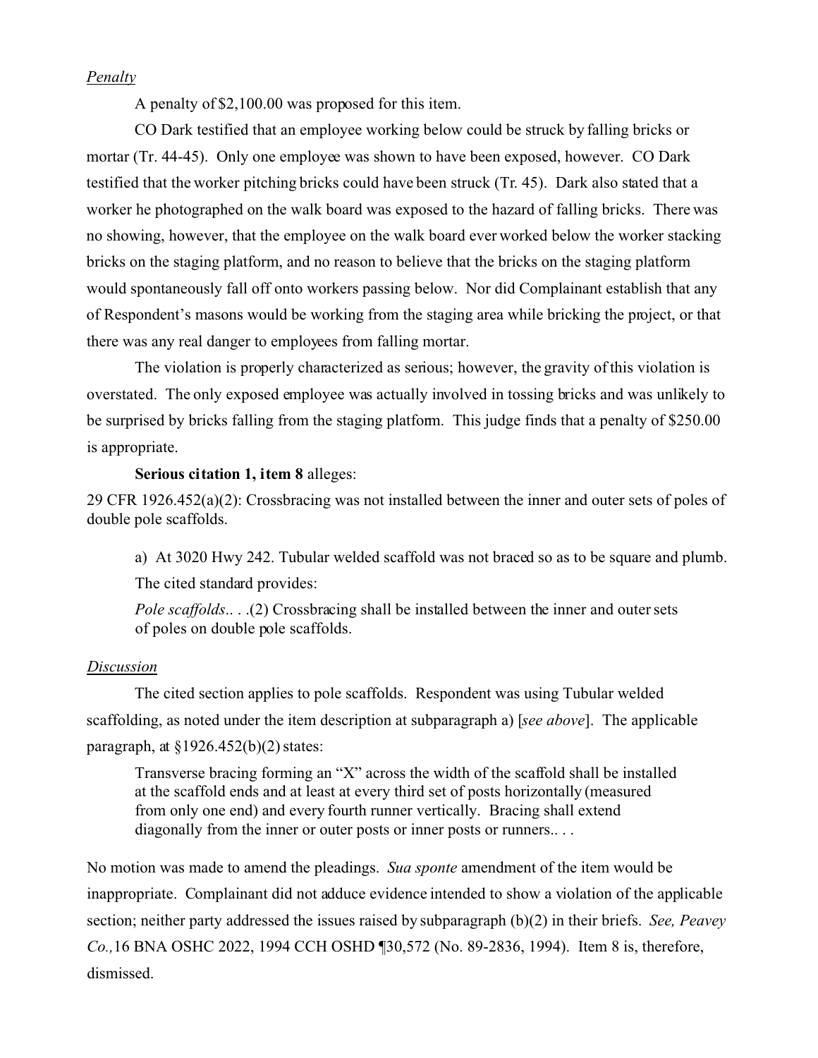*Penalty*

A penalty of $2,100.00 was proposed for this item.

CO Dark testified that an employee working below could be struck by falling bricks or mortar (Tr. 44-45). Only one employee was shown to have been exposed, however. CO Dark testified that the worker pitching bricks could have been struck (Tr. 45). Dark also stated that a worker he photographed on the walk board was exposed to the hazard of falling bricks. There was no showing, however, that the employee on the walk board ever worked below the worker stacking bricks on the staging platform, and no reason to believe that the bricks on the staging platform would spontaneously fall off onto workers passing below. Nor did Complainant establish that any of Respondent's masons would be working from the staging area while bricking the project, or that there was any real danger to employees from falling mortar.

The violation is properly characterized as serious; however, the gravity of this violation is overstated. The only exposed employee was actually involved in tossing bricks and was unlikely to be surprised by bricks falling from the staging platform. This judge finds that a penalty of $250.00 is appropriate.

**Serious citation 1, item 8** alleges:

29 CFR 1926.452(a)(2): Crossbracing was not installed between the inner and outer sets of poles of double pole scaffolds.

> a) At 3020 Hwy 242. Tubular welded scaffold was not braced so as to be square and plumb.
>
> The cited standard provides:
>
> *Pole scaffolds*.. . .(2) Crossbracing shall be installed between the inner and outer sets of poles on double pole scaffolds.

*Discussion*

The cited section applies to pole scaffolds. Respondent was using Tubular welded scaffolding, as noted under the item description at subparagraph a) [*see above*]. The applicable paragraph, at §1926.452(b)(2) states:

> Transverse bracing forming an "X" across the width of the scaffold shall be installed at the scaffold ends and at least at every third set of posts horizontally (measured from only one end) and every fourth runner vertically. Bracing shall extend diagonally from the inner or outer posts or inner posts or runners.. . .

No motion was made to amend the pleadings. *Sua sponte* amendment of the item would be inappropriate. Complainant did not adduce evidence intended to show a violation of the applicable section; neither party addressed the issues raised by subparagraph (b)(2) in their briefs. *See, Peavey Co.,* 16 BNA OSHC 2022, 1994 CCH OSHD ¶30,572 (No. 89-2836, 1994). Item 8 is, therefore, dismissed.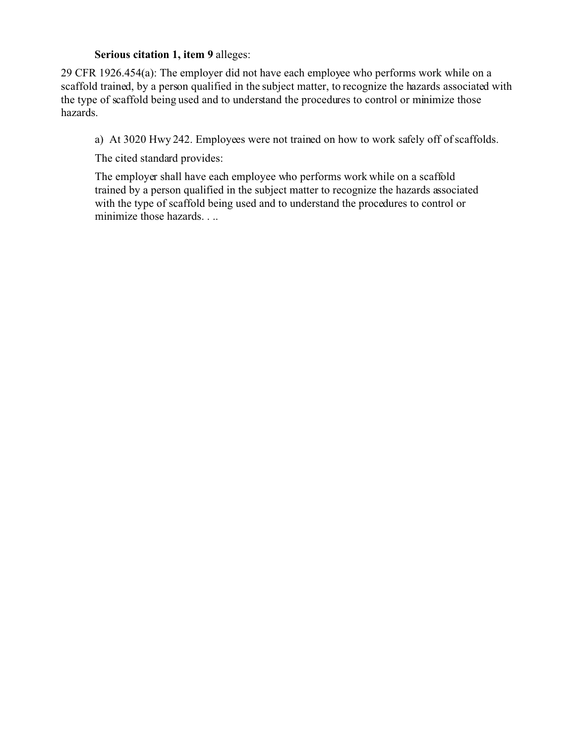**Serious citation 1, item 9** alleges:

29 CFR 1926.454(a): The employer did not have each employee who performs work while on a scaffold trained, by a person qualified in the subject matter, to recognize the hazards associated with the type of scaffold being used and to understand the procedures to control or minimize those hazards.

a) At 3020 Hwy 242. Employees were not trained on how to work safely off of scaffolds.

The cited standard provides:

> The employer shall have each employee who performs work while on a scaffold trained by a person qualified in the subject matter to recognize the hazards associated with the type of scaffold being used and to understand the procedures to control or minimize those hazards. . ..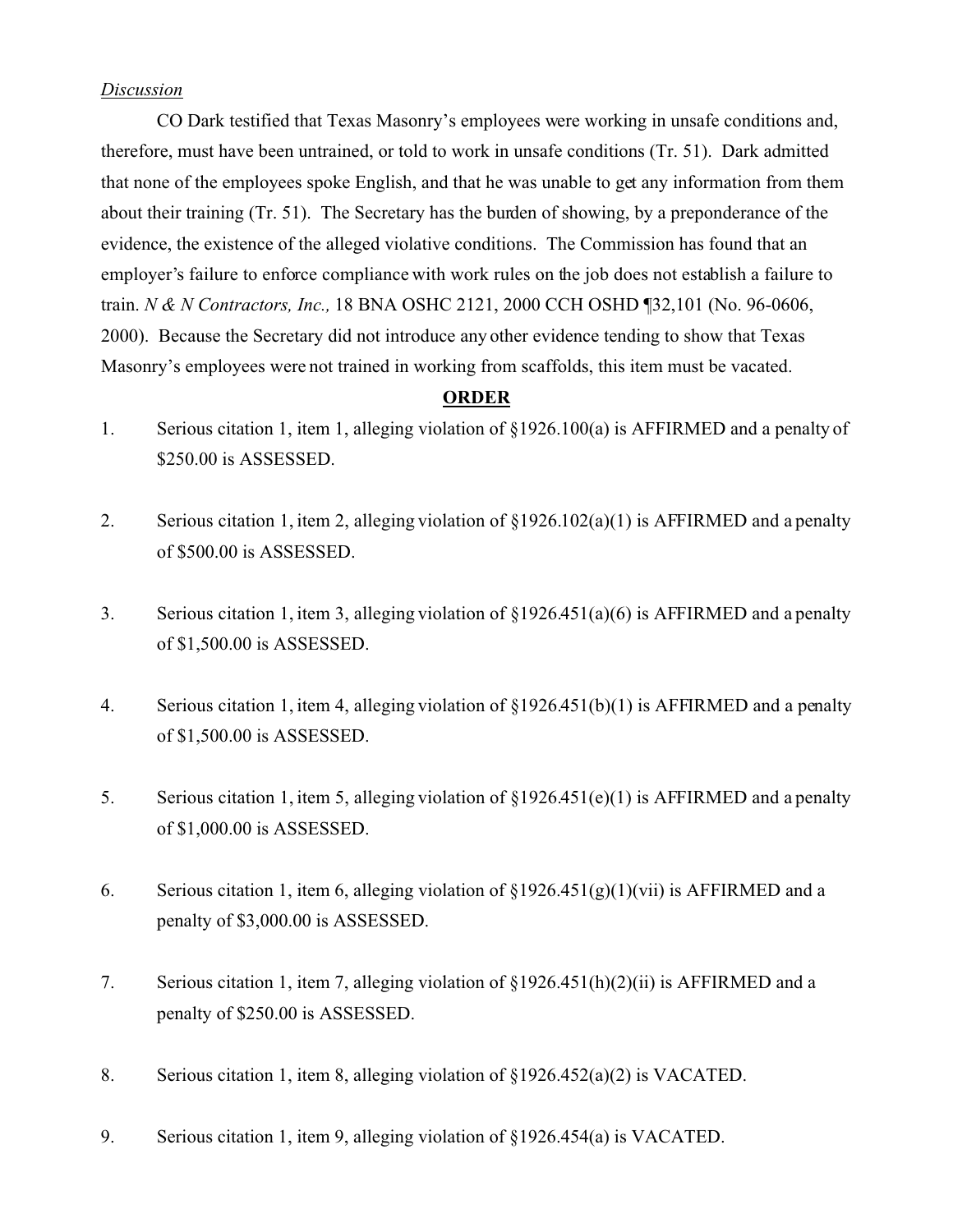*Discussion*

CO Dark testified that Texas Masonry's employees were working in unsafe conditions and, therefore, must have been untrained, or told to work in unsafe conditions (Tr. 51). Dark admitted that none of the employees spoke English, and that he was unable to get any information from them about their training (Tr. 51). The Secretary has the burden of showing, by a preponderance of the evidence, the existence of the alleged violative conditions. The Commission has found that an employer's failure to enforce compliance with work rules on the job does not establish a failure to train. *N & N Contractors, Inc.,* 18 BNA OSHC 2121, 2000 CCH OSHD ¶32,101 (No. 96-0606, 2000). Because the Secretary did not introduce any other evidence tending to show that Texas Masonry's employees were not trained in working from scaffolds, this item must be vacated.

**ORDER**

1. Serious citation 1, item 1, alleging violation of §1926.100(a) is AFFIRMED and a penalty of $250.00 is ASSESSED.

2. Serious citation 1, item 2, alleging violation of §1926.102(a)(1) is AFFIRMED and a penalty of $500.00 is ASSESSED.

3. Serious citation 1, item 3, alleging violation of §1926.451(a)(6) is AFFIRMED and a penalty of $1,500.00 is ASSESSED.

4. Serious citation 1, item 4, alleging violation of §1926.451(b)(1) is AFFIRMED and a penalty of $1,500.00 is ASSESSED.

5. Serious citation 1, item 5, alleging violation of §1926.451(e)(1) is AFFIRMED and a penalty of $1,000.00 is ASSESSED.

6. Serious citation 1, item 6, alleging violation of §1926.451(g)(1)(vii) is AFFIRMED and a penalty of $3,000.00 is ASSESSED.

7. Serious citation 1, item 7, alleging violation of §1926.451(h)(2)(ii) is AFFIRMED and a penalty of $250.00 is ASSESSED.

8. Serious citation 1, item 8, alleging violation of §1926.452(a)(2) is VACATED.

9. Serious citation 1, item 9, alleging violation of §1926.454(a) is VACATED.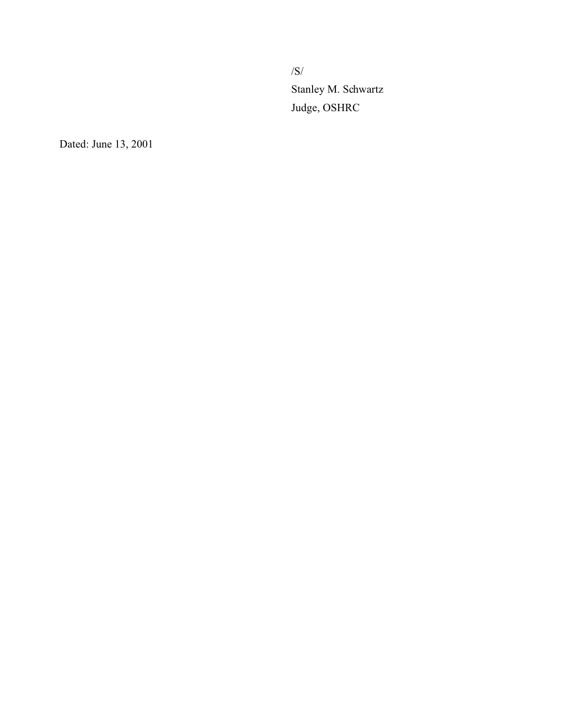/S/

Stanley M. Schwartz

Judge, OSHRC

Dated: June 13, 2001